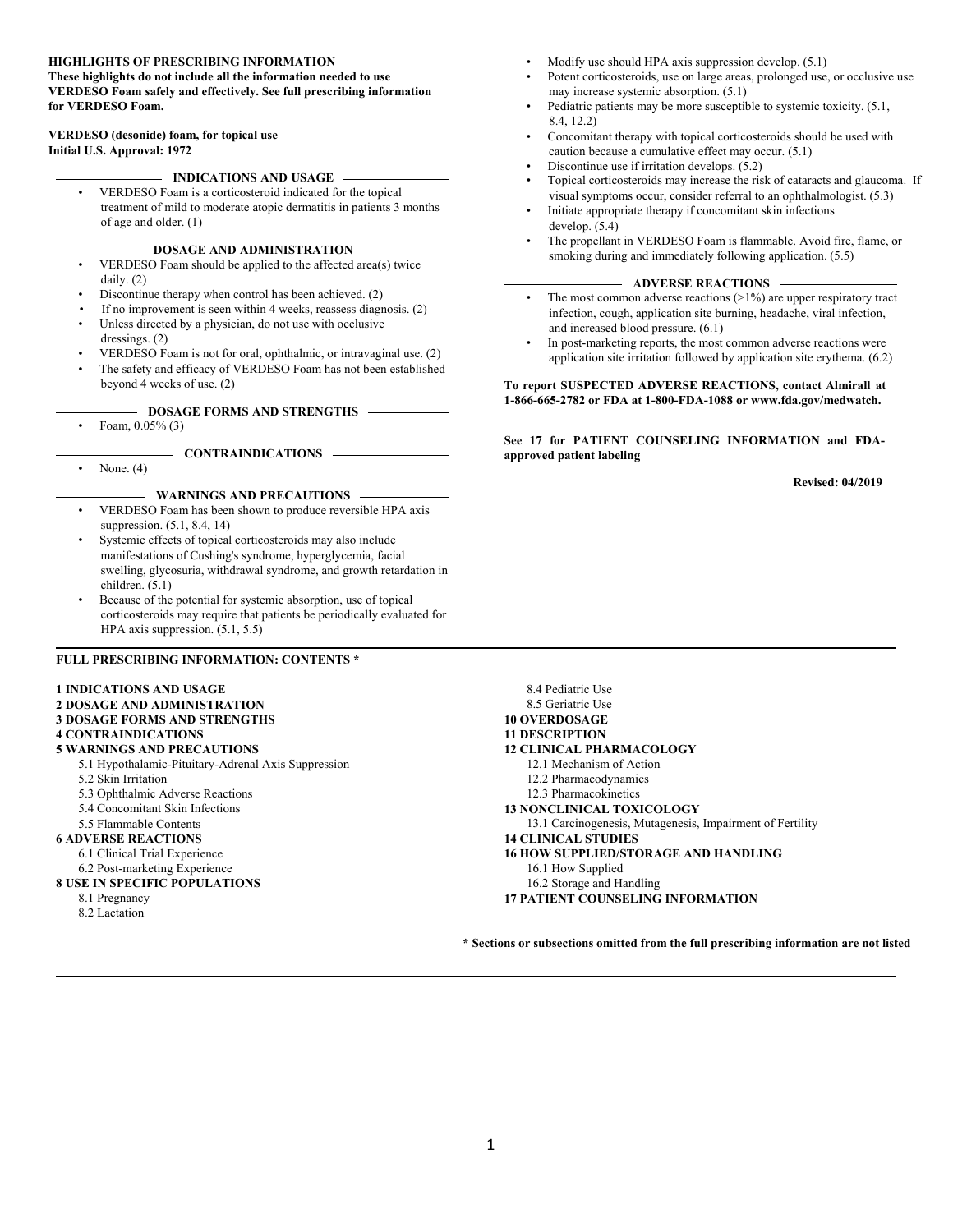**HIGHLIGHTS OF PRESCRIBING INFORMATION**

**These highlights do not include all the information needed to use VERDESO Foam safely and effectively. See full prescribing information for VERDESO Foam.**

**VERDESO (desonide) foam, for topical use**
**Initial U.S. Approval: 1972**

## INDICATIONS AND USAGE

- VERDESO Foam is a corticosteroid indicated for the topical treatment of mild to moderate atopic dermatitis in patients 3 months of age and older. (1)

## DOSAGE AND ADMINISTRATION

- VERDESO Foam should be applied to the affected area(s) twice daily. (2)
- Discontinue therapy when control has been achieved. (2)
- If no improvement is seen within 4 weeks, reassess diagnosis. (2)
- Unless directed by a physician, do not use with occlusive dressings. (2)
- VERDESO Foam is not for oral, ophthalmic, or intravaginal use. (2)
- The safety and efficacy of VERDESO Foam has not been established beyond 4 weeks of use. (2)

## DOSAGE FORMS AND STRENGTHS

- Foam, 0.05% (3)

## CONTRAINDICATIONS

- None. (4)

## WARNINGS AND PRECAUTIONS

- VERDESO Foam has been shown to produce reversible HPA axis suppression. (5.1, 8.4, 14)
- Systemic effects of topical corticosteroids may also include manifestations of Cushing's syndrome, hyperglycemia, facial swelling, glycosuria, withdrawal syndrome, and growth retardation in children. (5.1)
- Because of the potential for systemic absorption, use of topical corticosteroids may require that patients be periodically evaluated for HPA axis suppression. (5.1, 5.5)
- Modify use should HPA axis suppression develop. (5.1)
- Potent corticosteroids, use on large areas, prolonged use, or occlusive use may increase systemic absorption. (5.1)
- Pediatric patients may be more susceptible to systemic toxicity. (5.1, 8.4, 12.2)
- Concomitant therapy with topical corticosteroids should be used with caution because a cumulative effect may occur. (5.1)
- Discontinue use if irritation develops. (5.2)
- Topical corticosteroids may increase the risk of cataracts and glaucoma. If visual symptoms occur, consider referral to an ophthalmologist. (5.3)
- Initiate appropriate therapy if concomitant skin infections develop. (5.4)
- The propellant in VERDESO Foam is flammable. Avoid fire, flame, or smoking during and immediately following application. (5.5)

## ADVERSE REACTIONS

- The most common adverse reactions (>1%) are upper respiratory tract infection, cough, application site burning, headache, viral infection, and increased blood pressure. (6.1)
- In post-marketing reports, the most common adverse reactions were application site irritation followed by application site erythema. (6.2)

**To report SUSPECTED ADVERSE REACTIONS, contact Almirall at 1-866-665-2782 or FDA at 1-800-FDA-1088 or www.fda.gov/medwatch.**

**See 17 for PATIENT COUNSELING INFORMATION and FDA-approved patient labeling**

**Revised: 04/2019**

## FULL PRESCRIBING INFORMATION: CONTENTS *

**1 INDICATIONS AND USAGE**
**2 DOSAGE AND ADMINISTRATION**
**3 DOSAGE FORMS AND STRENGTHS**
**4 CONTRAINDICATIONS**
**5 WARNINGS AND PRECAUTIONS**
- 5.1 Hypothalamic-Pituitary-Adrenal Axis Suppression
- 5.2 Skin Irritation
- 5.3 Ophthalmic Adverse Reactions
- 5.4 Concomitant Skin Infections
- 5.5 Flammable Contents

**6 ADVERSE REACTIONS**
- 6.1 Clinical Trial Experience
- 6.2 Post-marketing Experience

**8 USE IN SPECIFIC POPULATIONS**
- 8.1 Pregnancy
- 8.2 Lactation
- 8.4 Pediatric Use
- 8.5 Geriatric Use

**10 OVERDOSAGE**
**11 DESCRIPTION**
**12 CLINICAL PHARMACOLOGY**
- 12.1 Mechanism of Action
- 12.2 Pharmacodynamics
- 12.3 Pharmacokinetics

**13 NONCLINICAL TOXICOLOGY**
- 13.1 Carcinogenesis, Mutagenesis, Impairment of Fertility

**14 CLINICAL STUDIES**
**16 HOW SUPPLIED/STORAGE AND HANDLING**
- 16.1 How Supplied
- 16.2 Storage and Handling

**17 PATIENT COUNSELING INFORMATION**

**\* Sections or subsections omitted from the full prescribing information are not listed**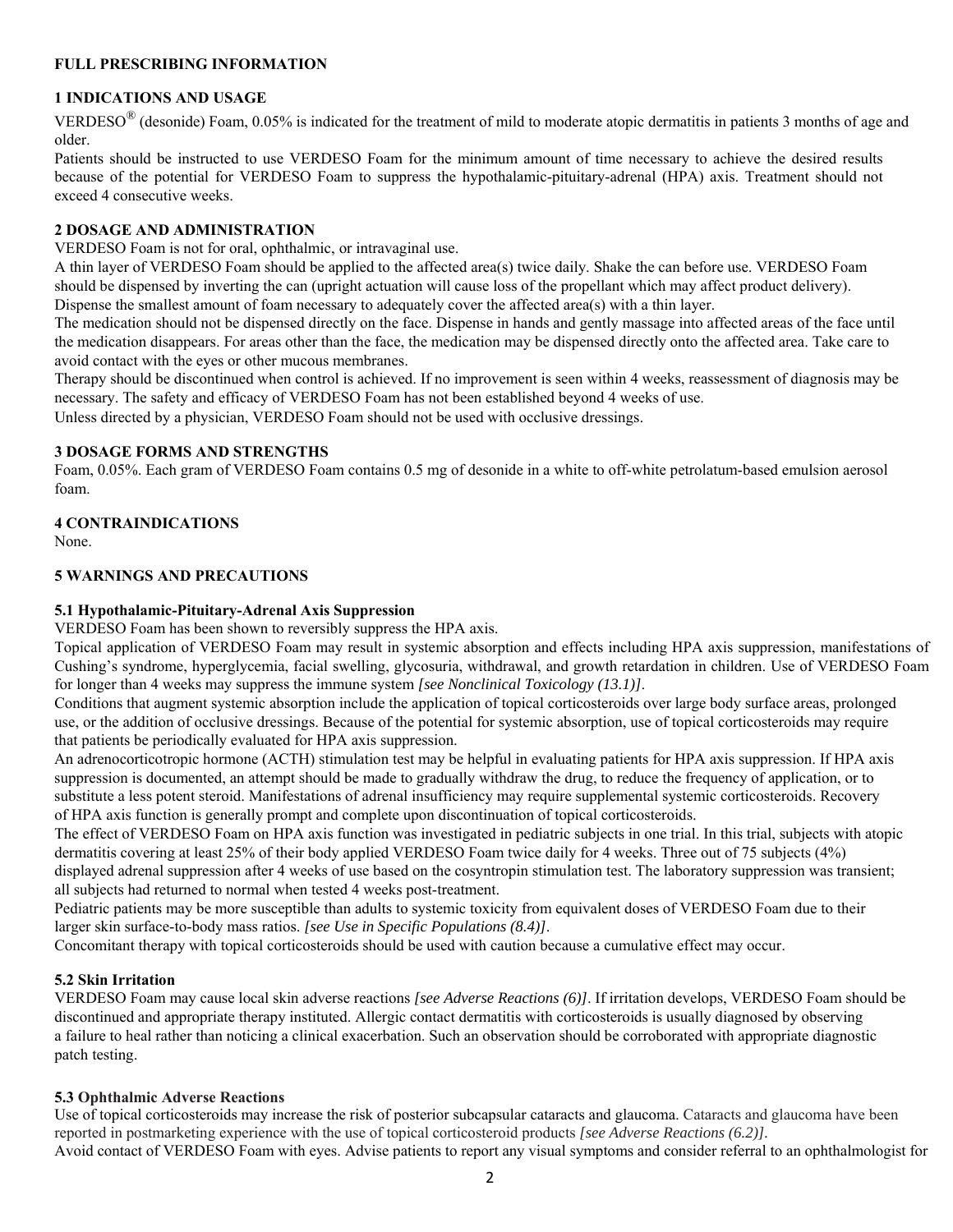# FULL PRESCRIBING INFORMATION

## 1 INDICATIONS AND USAGE

VERDESO® (desonide) Foam, 0.05% is indicated for the treatment of mild to moderate atopic dermatitis in patients 3 months of age and older.

Patients should be instructed to use VERDESO Foam for the minimum amount of time necessary to achieve the desired results because of the potential for VERDESO Foam to suppress the hypothalamic-pituitary-adrenal (HPA) axis. Treatment should not exceed 4 consecutive weeks.

## 2 DOSAGE AND ADMINISTRATION

VERDESO Foam is not for oral, ophthalmic, or intravaginal use.

A thin layer of VERDESO Foam should be applied to the affected area(s) twice daily. Shake the can before use. VERDESO Foam should be dispensed by inverting the can (upright actuation will cause loss of the propellant which may affect product delivery). Dispense the smallest amount of foam necessary to adequately cover the affected area(s) with a thin layer.

The medication should not be dispensed directly on the face. Dispense in hands and gently massage into affected areas of the face until the medication disappears. For areas other than the face, the medication may be dispensed directly onto the affected area. Take care to avoid contact with the eyes or other mucous membranes.

Therapy should be discontinued when control is achieved. If no improvement is seen within 4 weeks, reassessment of diagnosis may be necessary. The safety and efficacy of VERDESO Foam has not been established beyond 4 weeks of use.

Unless directed by a physician, VERDESO Foam should not be used with occlusive dressings.

## 3 DOSAGE FORMS AND STRENGTHS

Foam, 0.05%. Each gram of VERDESO Foam contains 0.5 mg of desonide in a white to off-white petrolatum-based emulsion aerosol foam.

## 4 CONTRAINDICATIONS

None.

## 5 WARNINGS AND PRECAUTIONS

### 5.1 Hypothalamic-Pituitary-Adrenal Axis Suppression

VERDESO Foam has been shown to reversibly suppress the HPA axis.

Topical application of VERDESO Foam may result in systemic absorption and effects including HPA axis suppression, manifestations of Cushing's syndrome, hyperglycemia, facial swelling, glycosuria, withdrawal, and growth retardation in children. Use of VERDESO Foam for longer than 4 weeks may suppress the immune system *[see Nonclinical Toxicology (13.1)]*.

Conditions that augment systemic absorption include the application of topical corticosteroids over large body surface areas, prolonged use, or the addition of occlusive dressings. Because of the potential for systemic absorption, use of topical corticosteroids may require that patients be periodically evaluated for HPA axis suppression.

An adrenocorticotropic hormone (ACTH) stimulation test may be helpful in evaluating patients for HPA axis suppression. If HPA axis suppression is documented, an attempt should be made to gradually withdraw the drug, to reduce the frequency of application, or to substitute a less potent steroid. Manifestations of adrenal insufficiency may require supplemental systemic corticosteroids. Recovery of HPA axis function is generally prompt and complete upon discontinuation of topical corticosteroids.

The effect of VERDESO Foam on HPA axis function was investigated in pediatric subjects in one trial. In this trial, subjects with atopic dermatitis covering at least 25% of their body applied VERDESO Foam twice daily for 4 weeks. Three out of 75 subjects (4%) displayed adrenal suppression after 4 weeks of use based on the cosyntropin stimulation test. The laboratory suppression was transient; all subjects had returned to normal when tested 4 weeks post-treatment.

Pediatric patients may be more susceptible than adults to systemic toxicity from equivalent doses of VERDESO Foam due to their larger skin surface-to-body mass ratios. *[see Use in Specific Populations (8.4)]*.

Concomitant therapy with topical corticosteroids should be used with caution because a cumulative effect may occur.

### 5.2 Skin Irritation

VERDESO Foam may cause local skin adverse reactions *[see Adverse Reactions (6)]*. If irritation develops, VERDESO Foam should be discontinued and appropriate therapy instituted. Allergic contact dermatitis with corticosteroids is usually diagnosed by observing a failure to heal rather than noticing a clinical exacerbation. Such an observation should be corroborated with appropriate diagnostic patch testing.

### 5.3 Ophthalmic Adverse Reactions

Use of topical corticosteroids may increase the risk of posterior subcapsular cataracts and glaucoma. Cataracts and glaucoma have been reported in postmarketing experience with the use of topical corticosteroid products *[see Adverse Reactions (6.2)]*.

Avoid contact of VERDESO Foam with eyes. Advise patients to report any visual symptoms and consider referral to an ophthalmologist for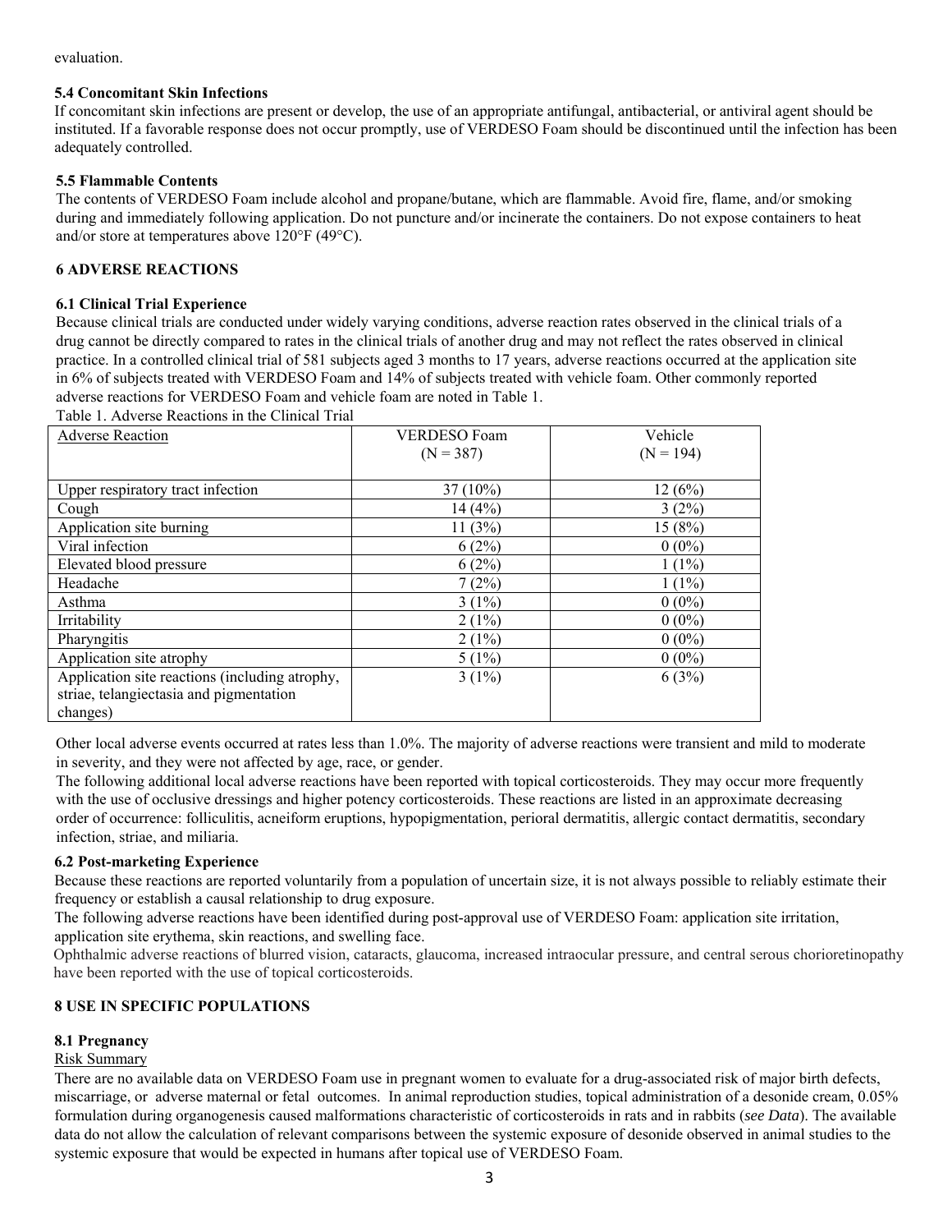evaluation.

### 5.4 Concomitant Skin Infections

If concomitant skin infections are present or develop, the use of an appropriate antifungal, antibacterial, or antiviral agent should be instituted. If a favorable response does not occur promptly, use of VERDESO Foam should be discontinued until the infection has been adequately controlled.

### 5.5 Flammable Contents

The contents of VERDESO Foam include alcohol and propane/butane, which are flammable. Avoid fire, flame, and/or smoking during and immediately following application. Do not puncture and/or incinerate the containers. Do not expose containers to heat and/or store at temperatures above 120°F (49°C).

## 6 ADVERSE REACTIONS

### 6.1 Clinical Trial Experience

Because clinical trials are conducted under widely varying conditions, adverse reaction rates observed in the clinical trials of a drug cannot be directly compared to rates in the clinical trials of another drug and may not reflect the rates observed in clinical practice. In a controlled clinical trial of 581 subjects aged 3 months to 17 years, adverse reactions occurred at the application site in 6% of subjects treated with VERDESO Foam and 14% of subjects treated with vehicle foam. Other commonly reported adverse reactions for VERDESO Foam and vehicle foam are noted in Table 1.

Table 1. Adverse Reactions in the Clinical Trial

| Adverse Reaction | VERDESO Foam (N = 387) | Vehicle (N = 194) |
|---|---|---|
| Upper respiratory tract infection | 37 (10%) | 12 (6%) |
| Cough | 14 (4%) | 3 (2%) |
| Application site burning | 11 (3%) | 15 (8%) |
| Viral infection | 6 (2%) | 0 (0%) |
| Elevated blood pressure | 6 (2%) | 1 (1%) |
| Headache | 7 (2%) | 1 (1%) |
| Asthma | 3 (1%) | 0 (0%) |
| Irritability | 2 (1%) | 0 (0%) |
| Pharyngitis | 2 (1%) | 0 (0%) |
| Application site atrophy | 5 (1%) | 0 (0%) |
| Application site reactions (including atrophy, striae, telangiectasia and pigmentation changes) | 3 (1%) | 6 (3%) |

Other local adverse events occurred at rates less than 1.0%. The majority of adverse reactions were transient and mild to moderate in severity, and they were not affected by age, race, or gender.

The following additional local adverse reactions have been reported with topical corticosteroids. They may occur more frequently with the use of occlusive dressings and higher potency corticosteroids. These reactions are listed in an approximate decreasing order of occurrence: folliculitis, acneiform eruptions, hypopigmentation, perioral dermatitis, allergic contact dermatitis, secondary infection, striae, and miliaria.

### 6.2 Post-marketing Experience

Because these reactions are reported voluntarily from a population of uncertain size, it is not always possible to reliably estimate their frequency or establish a causal relationship to drug exposure.

The following adverse reactions have been identified during post-approval use of VERDESO Foam: application site irritation, application site erythema, skin reactions, and swelling face.

Ophthalmic adverse reactions of blurred vision, cataracts, glaucoma, increased intraocular pressure, and central serous chorioretinopathy have been reported with the use of topical corticosteroids.

## 8 USE IN SPECIFIC POPULATIONS

### 8.1 Pregnancy

Risk Summary

There are no available data on VERDESO Foam use in pregnant women to evaluate for a drug-associated risk of major birth defects, miscarriage, or adverse maternal or fetal outcomes. In animal reproduction studies, topical administration of a desonide cream, 0.05% formulation during organogenesis caused malformations characteristic of corticosteroids in rats and in rabbits (*see Data*). The available data do not allow the calculation of relevant comparisons between the systemic exposure of desonide observed in animal studies to the systemic exposure that would be expected in humans after topical use of VERDESO Foam.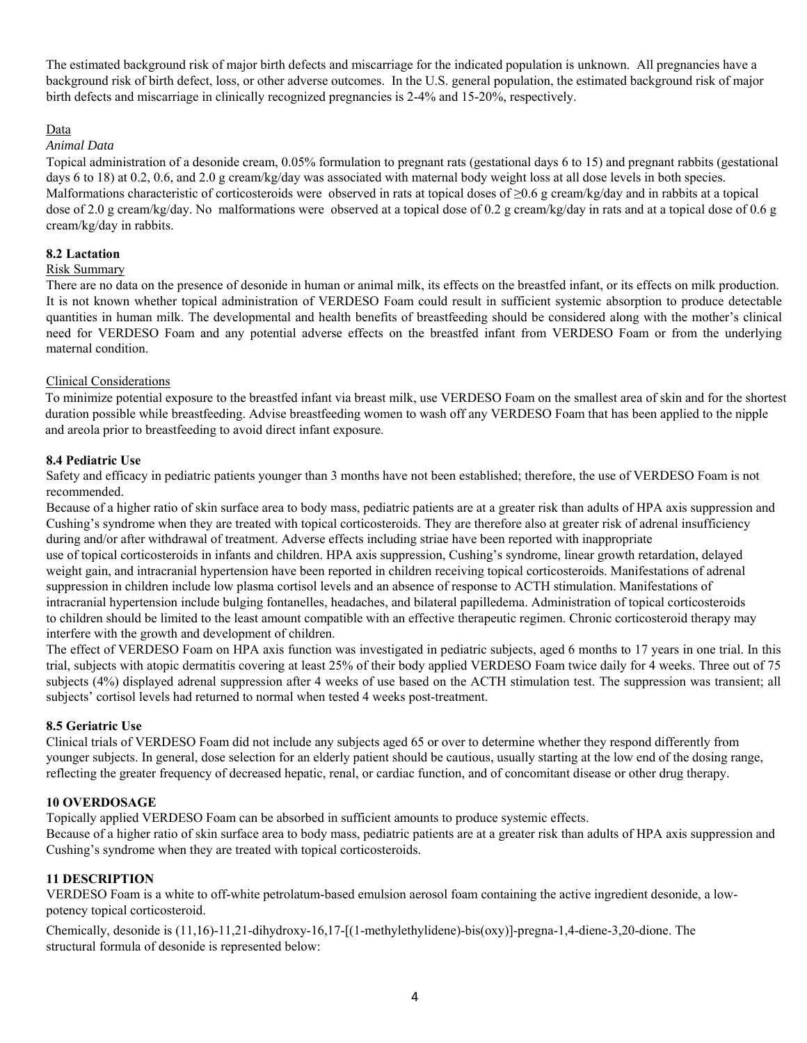The estimated background risk of major birth defects and miscarriage for the indicated population is unknown. All pregnancies have a background risk of birth defect, loss, or other adverse outcomes. In the U.S. general population, the estimated background risk of major birth defects and miscarriage in clinically recognized pregnancies is 2-4% and 15-20%, respectively.

Data

*Animal Data*

Topical administration of a desonide cream, 0.05% formulation to pregnant rats (gestational days 6 to 15) and pregnant rabbits (gestational days 6 to 18) at 0.2, 0.6, and 2.0 g cream/kg/day was associated with maternal body weight loss at all dose levels in both species. Malformations characteristic of corticosteroids were observed in rats at topical doses of ≥0.6 g cream/kg/day and in rabbits at a topical dose of 2.0 g cream/kg/day. No malformations were observed at a topical dose of 0.2 g cream/kg/day in rats and at a topical dose of 0.6 g cream/kg/day in rabbits.

### 8.2 Lactation

Risk Summary

There are no data on the presence of desonide in human or animal milk, its effects on the breastfed infant, or its effects on milk production. It is not known whether topical administration of VERDESO Foam could result in sufficient systemic absorption to produce detectable quantities in human milk. The developmental and health benefits of breastfeeding should be considered along with the mother's clinical need for VERDESO Foam and any potential adverse effects on the breastfed infant from VERDESO Foam or from the underlying maternal condition.

Clinical Considerations

To minimize potential exposure to the breastfed infant via breast milk, use VERDESO Foam on the smallest area of skin and for the shortest duration possible while breastfeeding. Advise breastfeeding women to wash off any VERDESO Foam that has been applied to the nipple and areola prior to breastfeeding to avoid direct infant exposure.

### 8.4 Pediatric Use

Safety and efficacy in pediatric patients younger than 3 months have not been established; therefore, the use of VERDESO Foam is not recommended.

Because of a higher ratio of skin surface area to body mass, pediatric patients are at a greater risk than adults of HPA axis suppression and Cushing's syndrome when they are treated with topical corticosteroids. They are therefore also at greater risk of adrenal insufficiency during and/or after withdrawal of treatment. Adverse effects including striae have been reported with inappropriate use of topical corticosteroids in infants and children. HPA axis suppression, Cushing's syndrome, linear growth retardation, delayed weight gain, and intracranial hypertension have been reported in children receiving topical corticosteroids. Manifestations of adrenal suppression in children include low plasma cortisol levels and an absence of response to ACTH stimulation. Manifestations of intracranial hypertension include bulging fontanelles, headaches, and bilateral papilledema. Administration of topical corticosteroids to children should be limited to the least amount compatible with an effective therapeutic regimen. Chronic corticosteroid therapy may interfere with the growth and development of children.

The effect of VERDESO Foam on HPA axis function was investigated in pediatric subjects, aged 6 months to 17 years in one trial. In this trial, subjects with atopic dermatitis covering at least 25% of their body applied VERDESO Foam twice daily for 4 weeks. Three out of 75 subjects (4%) displayed adrenal suppression after 4 weeks of use based on the ACTH stimulation test. The suppression was transient; all subjects' cortisol levels had returned to normal when tested 4 weeks post-treatment.

### 8.5 Geriatric Use

Clinical trials of VERDESO Foam did not include any subjects aged 65 or over to determine whether they respond differently from younger subjects. In general, dose selection for an elderly patient should be cautious, usually starting at the low end of the dosing range, reflecting the greater frequency of decreased hepatic, renal, or cardiac function, and of concomitant disease or other drug therapy.

## 10 OVERDOSAGE

Topically applied VERDESO Foam can be absorbed in sufficient amounts to produce systemic effects.

Because of a higher ratio of skin surface area to body mass, pediatric patients are at a greater risk than adults of HPA axis suppression and Cushing's syndrome when they are treated with topical corticosteroids.

## 11 DESCRIPTION

VERDESO Foam is a white to off-white petrolatum-based emulsion aerosol foam containing the active ingredient desonide, a low-potency topical corticosteroid.

Chemically, desonide is (11,16)-11,21-dihydroxy-16,17-[(1-methylethylidene)-bis(oxy)]-pregna-1,4-diene-3,20-dione. The structural formula of desonide is represented below: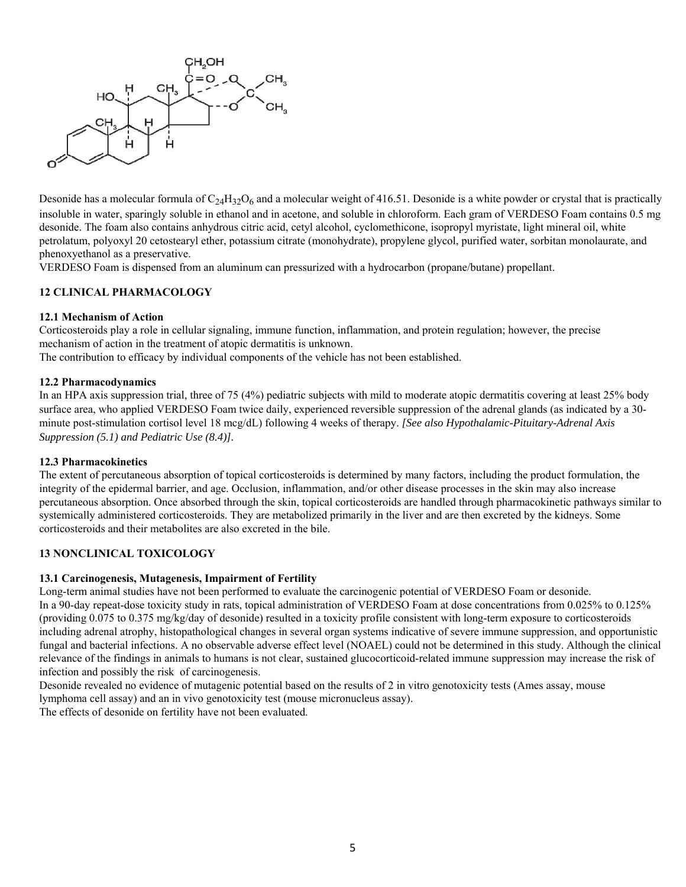Desonide has a molecular formula of $C_{24}H_{32}O_6$ and a molecular weight of 416.51. Desonide is a white powder or crystal that is practically insoluble in water, sparingly soluble in ethanol and in acetone, and soluble in chloroform. Each gram of VERDESO Foam contains 0.5 mg desonide. The foam also contains anhydrous citric acid, cetyl alcohol, cyclomethicone, isopropyl myristate, light mineral oil, white petrolatum, polyoxyl 20 cetostearyl ether, potassium citrate (monohydrate), propylene glycol, purified water, sorbitan monolaurate, and phenoxyethanol as a preservative.

VERDESO Foam is dispensed from an aluminum can pressurized with a hydrocarbon (propane/butane) propellant.

## 12 CLINICAL PHARMACOLOGY

### 12.1 Mechanism of Action

Corticosteroids play a role in cellular signaling, immune function, inflammation, and protein regulation; however, the precise mechanism of action in the treatment of atopic dermatitis is unknown.

The contribution to efficacy by individual components of the vehicle has not been established.

### 12.2 Pharmacodynamics

In an HPA axis suppression trial, three of 75 (4%) pediatric subjects with mild to moderate atopic dermatitis covering at least 25% body surface area, who applied VERDESO Foam twice daily, experienced reversible suppression of the adrenal glands (as indicated by a 30-minute post-stimulation cortisol level 18 mcg/dL) following 4 weeks of therapy. *[See also Hypothalamic-Pituitary-Adrenal Axis Suppression (5.1) and Pediatric Use (8.4)].*

### 12.3 Pharmacokinetics

The extent of percutaneous absorption of topical corticosteroids is determined by many factors, including the product formulation, the integrity of the epidermal barrier, and age. Occlusion, inflammation, and/or other disease processes in the skin may also increase percutaneous absorption. Once absorbed through the skin, topical corticosteroids are handled through pharmacokinetic pathways similar to systemically administered corticosteroids. They are metabolized primarily in the liver and are then excreted by the kidneys. Some corticosteroids and their metabolites are also excreted in the bile.

## 13 NONCLINICAL TOXICOLOGY

### 13.1 Carcinogenesis, Mutagenesis, Impairment of Fertility

Long-term animal studies have not been performed to evaluate the carcinogenic potential of VERDESO Foam or desonide.

In a 90-day repeat-dose toxicity study in rats, topical administration of VERDESO Foam at dose concentrations from 0.025% to 0.125% (providing 0.075 to 0.375 mg/kg/day of desonide) resulted in a toxicity profile consistent with long-term exposure to corticosteroids including adrenal atrophy, histopathological changes in several organ systems indicative of severe immune suppression, and opportunistic fungal and bacterial infections. A no observable adverse effect level (NOAEL) could not be determined in this study. Although the clinical relevance of the findings in animals to humans is not clear, sustained glucocorticoid-related immune suppression may increase the risk of infection and possibly the risk of carcinogenesis.

Desonide revealed no evidence of mutagenic potential based on the results of 2 in vitro genotoxicity tests (Ames assay, mouse lymphoma cell assay) and an in vivo genotoxicity test (mouse micronucleus assay).

The effects of desonide on fertility have not been evaluated.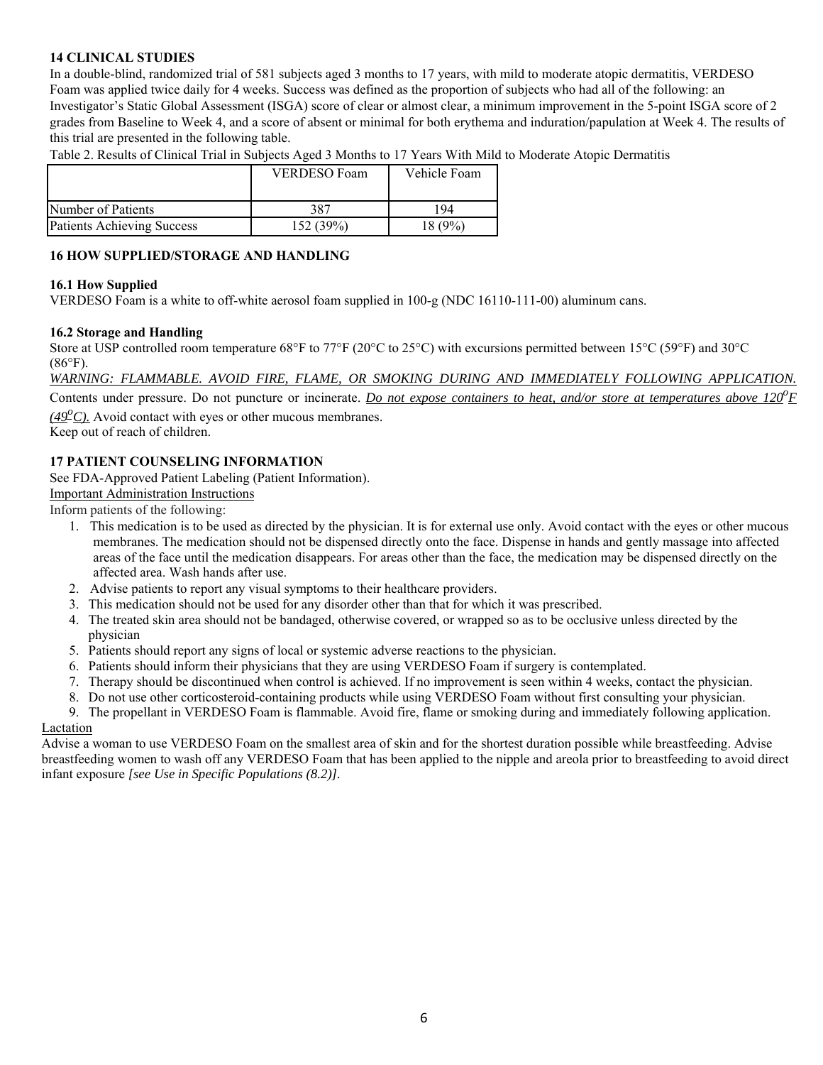## 14 CLINICAL STUDIES

In a double-blind, randomized trial of 581 subjects aged 3 months to 17 years, with mild to moderate atopic dermatitis, VERDESO Foam was applied twice daily for 4 weeks. Success was defined as the proportion of subjects who had all of the following: an Investigator's Static Global Assessment (ISGA) score of clear or almost clear, a minimum improvement in the 5-point ISGA score of 2 grades from Baseline to Week 4, and a score of absent or minimal for both erythema and induration/papulation at Week 4. The results of this trial are presented in the following table.

Table 2. Results of Clinical Trial in Subjects Aged 3 Months to 17 Years With Mild to Moderate Atopic Dermatitis

| | VERDESO Foam | Vehicle Foam |
|---|---|---|
| Number of Patients | 387 | 194 |
| Patients Achieving Success | 152 (39%) | 18 (9%) |

## 16 HOW SUPPLIED/STORAGE AND HANDLING

### 16.1 How Supplied

VERDESO Foam is a white to off-white aerosol foam supplied in 100-g (NDC 16110-111-00) aluminum cans.

### 16.2 Storage and Handling

Store at USP controlled room temperature 68°F to 77°F (20°C to 25°C) with excursions permitted between 15°C (59°F) and 30°C (86°F).

*WARNING: FLAMMABLE. AVOID FIRE, FLAME, OR SMOKING DURING AND IMMEDIATELY FOLLOWING APPLICATION.* Contents under pressure. Do not puncture or incinerate. *Do not expose containers to heat, and/or store at temperatures above 120°F (49°C).* Avoid contact with eyes or other mucous membranes.

Keep out of reach of children.

## 17 PATIENT COUNSELING INFORMATION

See FDA-Approved Patient Labeling (Patient Information).

Important Administration Instructions

Inform patients of the following:

1. This medication is to be used as directed by the physician. It is for external use only. Avoid contact with the eyes or other mucous membranes. The medication should not be dispensed directly onto the face. Dispense in hands and gently massage into affected areas of the face until the medication disappears. For areas other than the face, the medication may be dispensed directly on the affected area. Wash hands after use.
2. Advise patients to report any visual symptoms to their healthcare providers.
3. This medication should not be used for any disorder other than that for which it was prescribed.
4. The treated skin area should not be bandaged, otherwise covered, or wrapped so as to be occlusive unless directed by the physician
5. Patients should report any signs of local or systemic adverse reactions to the physician.
6. Patients should inform their physicians that they are using VERDESO Foam if surgery is contemplated.
7. Therapy should be discontinued when control is achieved. If no improvement is seen within 4 weeks, contact the physician.
8. Do not use other corticosteroid-containing products while using VERDESO Foam without first consulting your physician.
9. The propellant in VERDESO Foam is flammable. Avoid fire, flame or smoking during and immediately following application.

Lactation

Advise a woman to use VERDESO Foam on the smallest area of skin and for the shortest duration possible while breastfeeding. Advise breastfeeding women to wash off any VERDESO Foam that has been applied to the nipple and areola prior to breastfeeding to avoid direct infant exposure *[see Use in Specific Populations (8.2)]*.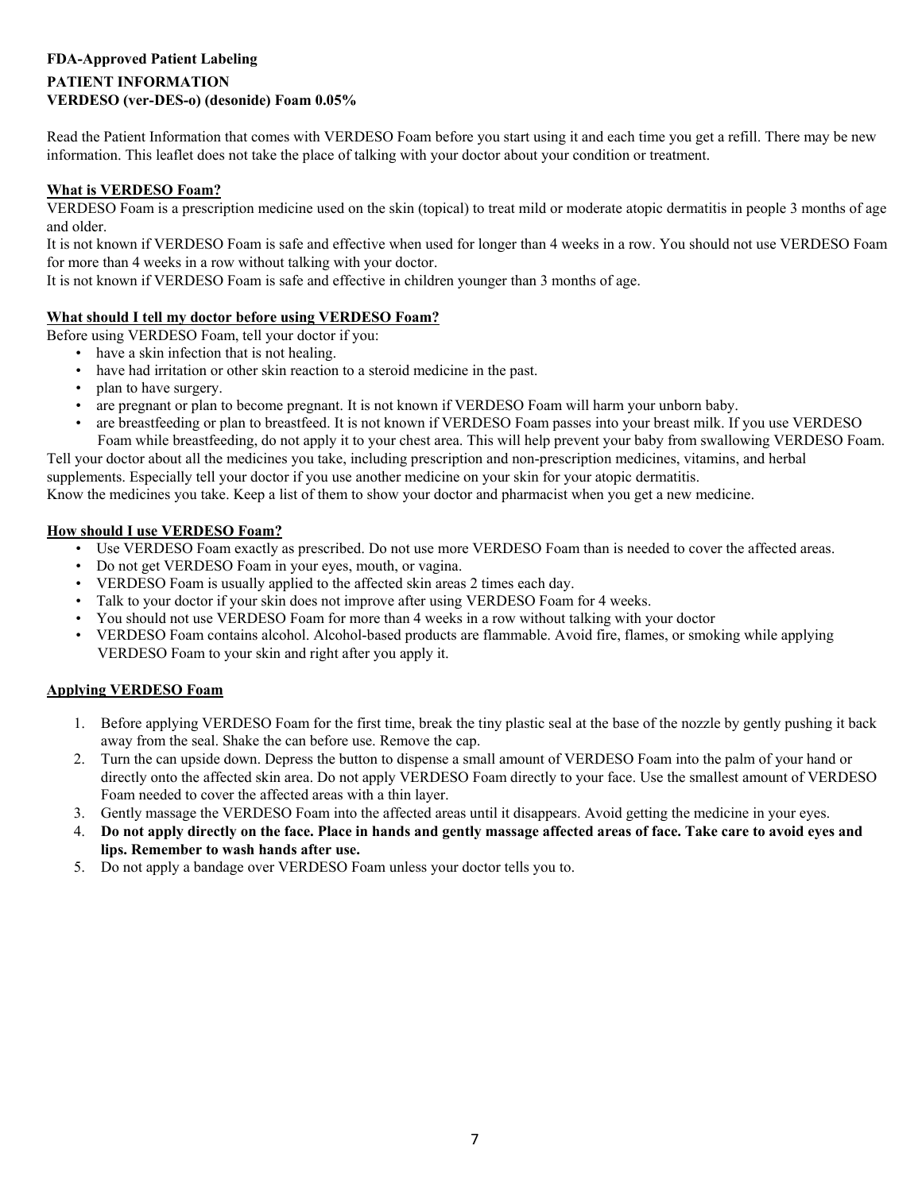**FDA-Approved Patient Labeling**

**PATIENT INFORMATION**
**VERDESO (ver-DES-o) (desonide) Foam 0.05%**

Read the Patient Information that comes with VERDESO Foam before you start using it and each time you get a refill. There may be new information. This leaflet does not take the place of talking with your doctor about your condition or treatment.

## What is VERDESO Foam?

VERDESO Foam is a prescription medicine used on the skin (topical) to treat mild or moderate atopic dermatitis in people 3 months of age and older.

It is not known if VERDESO Foam is safe and effective when used for longer than 4 weeks in a row. You should not use VERDESO Foam for more than 4 weeks in a row without talking with your doctor.

It is not known if VERDESO Foam is safe and effective in children younger than 3 months of age.

## What should I tell my doctor before using VERDESO Foam?

Before using VERDESO Foam, tell your doctor if you:

- have a skin infection that is not healing.
- have had irritation or other skin reaction to a steroid medicine in the past.
- plan to have surgery.
- are pregnant or plan to become pregnant. It is not known if VERDESO Foam will harm your unborn baby.
- are breastfeeding or plan to breastfeed. It is not known if VERDESO Foam passes into your breast milk. If you use VERDESO Foam while breastfeeding, do not apply it to your chest area. This will help prevent your baby from swallowing VERDESO Foam.

Tell your doctor about all the medicines you take, including prescription and non-prescription medicines, vitamins, and herbal supplements. Especially tell your doctor if you use another medicine on your skin for your atopic dermatitis.

Know the medicines you take. Keep a list of them to show your doctor and pharmacist when you get a new medicine.

## How should I use VERDESO Foam?

- Use VERDESO Foam exactly as prescribed. Do not use more VERDESO Foam than is needed to cover the affected areas.
- Do not get VERDESO Foam in your eyes, mouth, or vagina.
- VERDESO Foam is usually applied to the affected skin areas 2 times each day.
- Talk to your doctor if your skin does not improve after using VERDESO Foam for 4 weeks.
- You should not use VERDESO Foam for more than 4 weeks in a row without talking with your doctor
- VERDESO Foam contains alcohol. Alcohol-based products are flammable. Avoid fire, flames, or smoking while applying VERDESO Foam to your skin and right after you apply it.

## Applying VERDESO Foam

1. Before applying VERDESO Foam for the first time, break the tiny plastic seal at the base of the nozzle by gently pushing it back away from the seal. Shake the can before use. Remove the cap.
2. Turn the can upside down. Depress the button to dispense a small amount of VERDESO Foam into the palm of your hand or directly onto the affected skin area. Do not apply VERDESO Foam directly to your face. Use the smallest amount of VERDESO Foam needed to cover the affected areas with a thin layer.
3. Gently massage the VERDESO Foam into the affected areas until it disappears. Avoid getting the medicine in your eyes.
4. **Do not apply directly on the face. Place in hands and gently massage affected areas of face. Take care to avoid eyes and lips. Remember to wash hands after use.**
5. Do not apply a bandage over VERDESO Foam unless your doctor tells you to.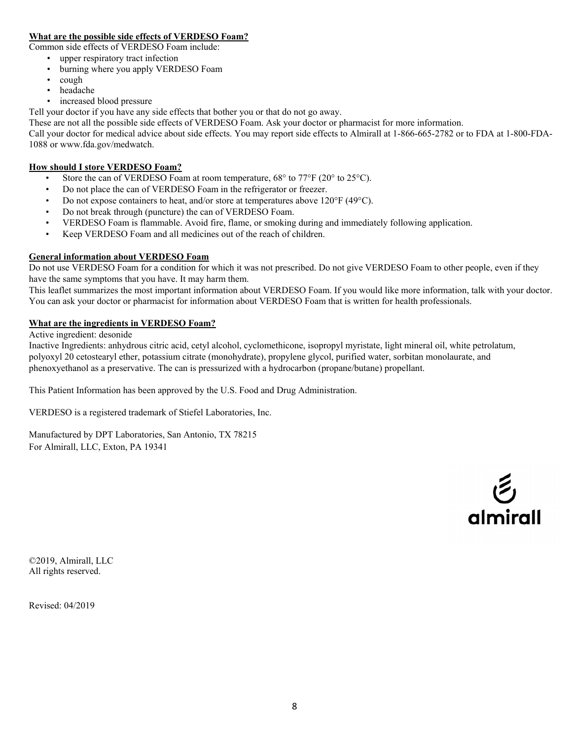**What are the possible side effects of VERDESO Foam?**

Common side effects of VERDESO Foam include:

- upper respiratory tract infection
- burning where you apply VERDESO Foam
- cough
- headache
- increased blood pressure

Tell your doctor if you have any side effects that bother you or that do not go away.

These are not all the possible side effects of VERDESO Foam. Ask your doctor or pharmacist for more information.

Call your doctor for medical advice about side effects. You may report side effects to Almirall at 1-866-665-2782 or to FDA at 1-800-FDA-1088 or www.fda.gov/medwatch.

**How should I store VERDESO Foam?**

- Store the can of VERDESO Foam at room temperature, 68° to 77°F (20° to 25°C).
- Do not place the can of VERDESO Foam in the refrigerator or freezer.
- Do not expose containers to heat, and/or store at temperatures above 120°F (49°C).
- Do not break through (puncture) the can of VERDESO Foam.
- VERDESO Foam is flammable. Avoid fire, flame, or smoking during and immediately following application.
- Keep VERDESO Foam and all medicines out of the reach of children.

**General information about VERDESO Foam**

Do not use VERDESO Foam for a condition for which it was not prescribed. Do not give VERDESO Foam to other people, even if they have the same symptoms that you have. It may harm them.

This leaflet summarizes the most important information about VERDESO Foam. If you would like more information, talk with your doctor. You can ask your doctor or pharmacist for information about VERDESO Foam that is written for health professionals.

**What are the ingredients in VERDESO Foam?**

Active ingredient: desonide

Inactive Ingredients: anhydrous citric acid, cetyl alcohol, cyclomethicone, isopropyl myristate, light mineral oil, white petrolatum, polyoxyl 20 cetostearyl ether, potassium citrate (monohydrate), propylene glycol, purified water, sorbitan monolaurate, and phenoxyethanol as a preservative. The can is pressurized with a hydrocarbon (propane/butane) propellant.

This Patient Information has been approved by the U.S. Food and Drug Administration.

VERDESO is a registered trademark of Stiefel Laboratories, Inc.

Manufactured by DPT Laboratories, San Antonio, TX 78215
For Almirall, LLC, Exton, PA 19341

almirall

©2019, Almirall, LLC
All rights reserved.

Revised: 04/2019